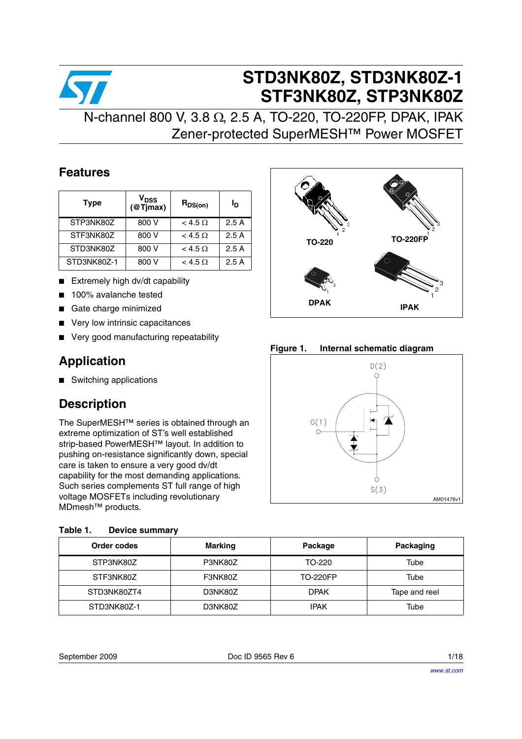# STD3NK80Z, STD3NK80Z-1
# STF3NK80Z, STP3NK80Z

N-channel 800 V, 3.8 Ω, 2.5 A, TO-220, TO-220FP, DPAK, IPAK
Zener-protected SuperMESH™ Power MOSFET

## Features

| Type | $V_{DSS}$ (@Tjmax) | $R_{DS(on)}$ | $I_D$ |
|---|---|---|---|
| STP3NK80Z | 800 V | < 4.5 Ω | 2.5 A |
| STF3NK80Z | 800 V | < 4.5 Ω | 2.5 A |
| STD3NK80Z | 800 V | < 4.5 Ω | 2.5 A |
| STD3NK80Z-1 | 800 V | < 4.5 Ω | 2.5 A |

- Extremely high dv/dt capability
- 100% avalanche tested
- Gate charge minimized
- Very low intrinsic capacitances
- Very good manufacturing repeatability

TO-220 TO-220FP DPAK IPAK

## Application

- Switching applications

## Description

The SuperMESH™ series is obtained through an extreme optimization of ST's well established strip-based PowerMESH™ layout. In addition to pushing on-resistance significantly down, special care is taken to ensure a very good dv/dt capability for the most demanding applications. Such series complements ST full range of high voltage MOSFETs including revolutionary MDmesh™ products.

**Figure 1. Internal schematic diagram**

D(2) G(1) S(3)

AM01476v1

**Table 1. Device summary**

| Order codes | Marking | Package | Packaging |
|---|---|---|---|
| STP3NK80Z | P3NK80Z | TO-220 | Tube |
| STF3NK80Z | F3NK80Z | TO-220FP | Tube |
| STD3NK80ZT4 | D3NK80Z | DPAK | Tape and reel |
| STD3NK80Z-1 | D3NK80Z | IPAK | Tube |

September 2009 Doc ID 9565 Rev 6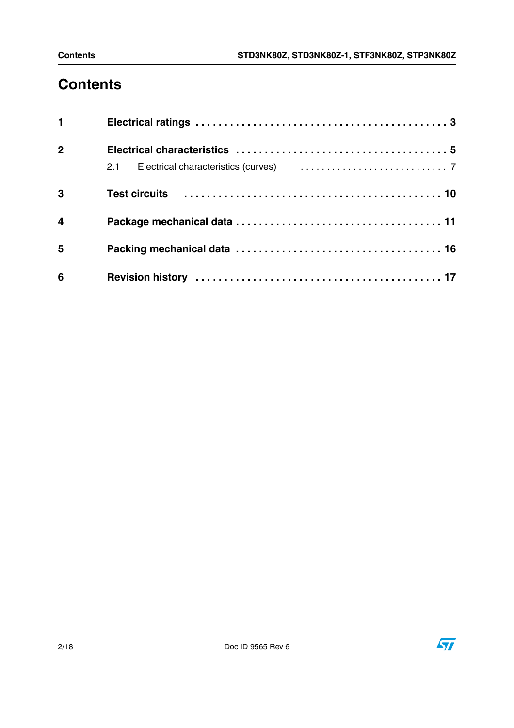# Contents

| | | |
|---|---|---|
| **1** | **Electrical ratings** | **3** |
| **2** | **Electrical characteristics** | **5** |
| | 2.1 Electrical characteristics (curves) | 7 |
| **3** | **Test circuits** | **10** |
| **4** | **Package mechanical data** | **11** |
| **5** | **Packing mechanical data** | **16** |
| **6** | **Revision history** | **17** |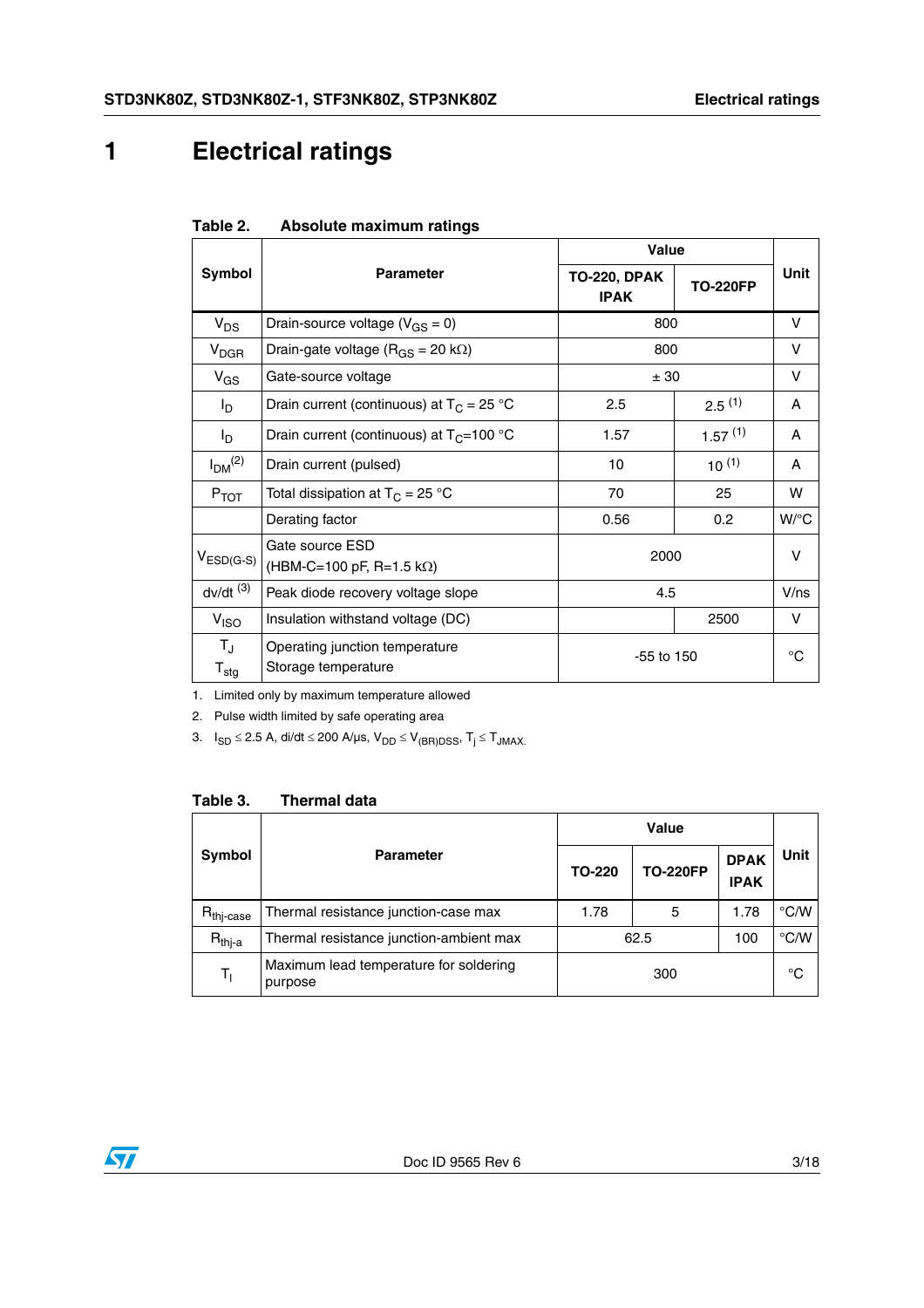# 1 Electrical ratings

**Table 2. Absolute maximum ratings**

| Symbol | Parameter | Value | | Unit |
|---|---|---|---|---|
| | | TO-220, DPAK IPAK | TO-220FP | |
| $V_{DS}$ | Drain-source voltage ($V_{GS}$ = 0) | 800 | | V |
| $V_{DGR}$ | Drain-gate voltage ($R_{GS}$ = 20 kΩ) | 800 | | V |
| $V_{GS}$ | Gate-source voltage | ± 30 | | V |
| $I_D$ | Drain current (continuous) at $T_C$ = 25 °C | 2.5 | 2.5 [(1)] | A |
| $I_D$ | Drain current (continuous) at $T_C$=100 °C | 1.57 | 1.57 [(1)] | A |
| $I_{DM}$ [(2)] | Drain current (pulsed) | 10 | 10 [(1)] | A |
| $P_{TOT}$ | Total dissipation at $T_C$ = 25 °C | 70 | 25 | W |
| | Derating factor | 0.56 | 0.2 | W/°C |
| $V_{ESD(G-S)}$ | Gate source ESD (HBM-C=100 pF, R=1.5 kΩ) | 2000 | | V |
| dv/dt [(3)] | Peak diode recovery voltage slope | 4.5 | | V/ns |
| $V_{ISO}$ | Insulation withstand voltage (DC) | | 2500 | V |
| $T_J$ $T_{stg}$ | Operating junction temperature Storage temperature | -55 to 150 | | °C |

1. Limited only by maximum temperature allowed
2. Pulse width limited by safe operating area
3. $I_{SD} \leq 2.5$ A, di/dt $\leq 200$ A/µs, $V_{DD} \leq V_{(BR)DSS}$, $T_j \leq T_{JMAX}$.

**Table 3. Thermal data**

| Symbol | Parameter | Value | | | Unit |
|---|---|---|---|---|---|
| | | TO-220 | TO-220FP | DPAK IPAK | |
| $R_{thj\text{-}case}$ | Thermal resistance junction-case max | 1.78 | 5 | 1.78 | °C/W |
| $R_{thj\text{-}a}$ | Thermal resistance junction-ambient max | 62.5 | | 100 | °C/W |
| $T_l$ | Maximum lead temperature for soldering purpose | 300 | | | °C |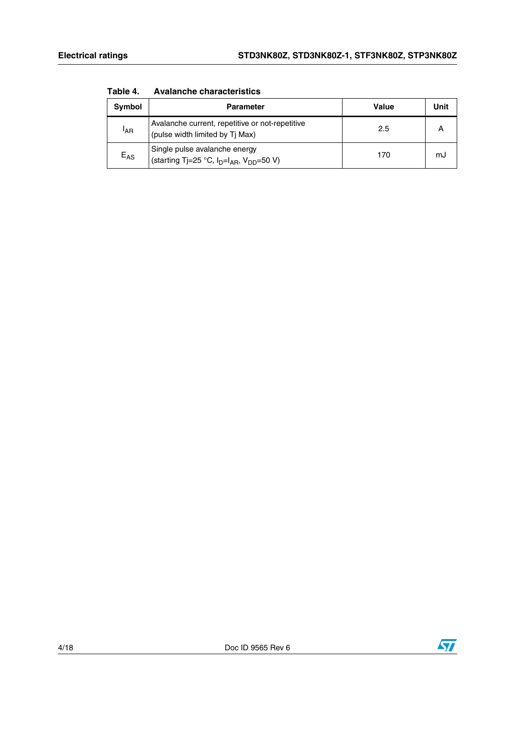Table 4. Avalanche characteristics

| Symbol | Parameter | Value | Unit |
|---|---|---|---|
| $I_{AR}$ | Avalanche current, repetitive or not-repetitive (pulse width limited by Tj Max) | 2.5 | A |
| $E_{AS}$ | Single pulse avalanche energy (starting Tj=25 °C, $I_D$=$I_{AR}$, $V_{DD}$=50 V) | 170 | mJ |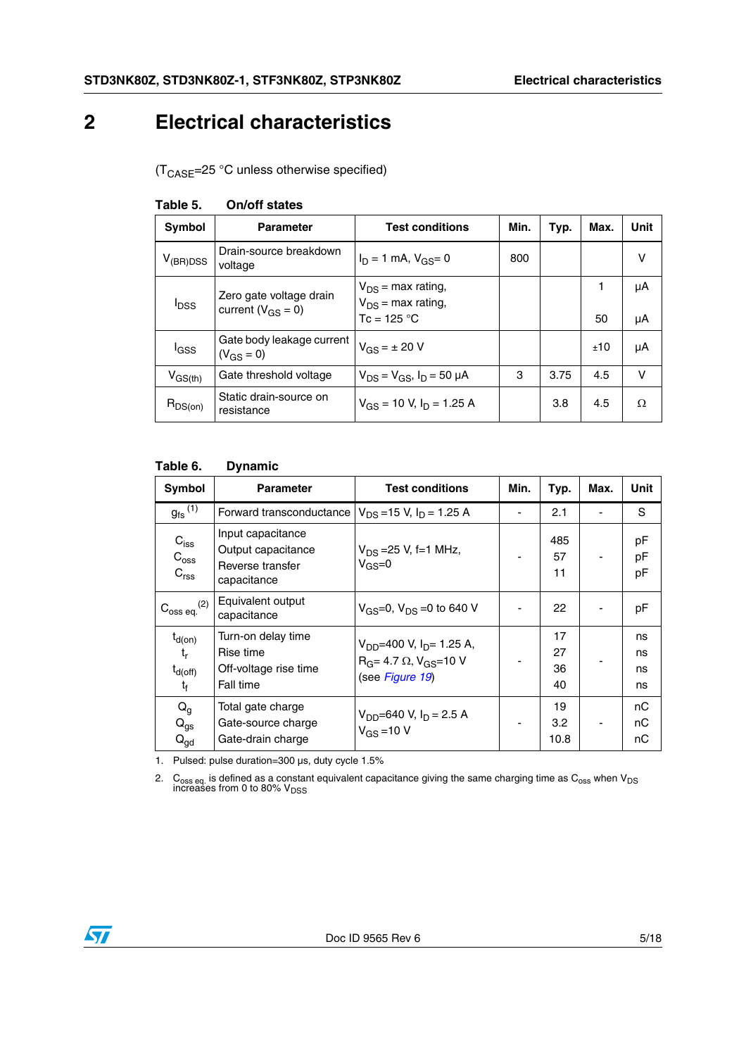# 2 Electrical characteristics

($T_{CASE}$=25 °C unless otherwise specified)

**Table 5. On/off states**

| Symbol | Parameter | Test conditions | Min. | Typ. | Max. | Unit |
|---|---|---|---|---|---|---|
| $V_{(BR)DSS}$ | Drain-source breakdown voltage | $I_D$ = 1 mA, $V_{GS}$= 0 | 800 | | | V |
| $I_{DSS}$ | Zero gate voltage drain current ($V_{GS}$ = 0) | $V_{DS}$ = max rating,<br>$V_{DS}$ = max rating,<br>Tc = 125 °C | | | 1<br><br>50 | µA<br><br>µA |
| $I_{GSS}$ | Gate body leakage current ($V_{GS}$ = 0) | $V_{GS}$ = ± 20 V | | | ±10 | µA |
| $V_{GS(th)}$ | Gate threshold voltage | $V_{DS}$ = $V_{GS}$, $I_D$ = 50 µA | 3 | 3.75 | 4.5 | V |
| $R_{DS(on)}$ | Static drain-source on resistance | $V_{GS}$ = 10 V, $I_D$ = 1.25 A | | 3.8 | 4.5 | Ω |

**Table 6. Dynamic**

| Symbol | Parameter | Test conditions | Min. | Typ. | Max. | Unit |
|---|---|---|---|---|---|---|
| $g_{fs}$ (1) | Forward transconductance | $V_{DS}$ =15 V, $I_D$ = 1.25 A | - | 2.1 | - | S |
| $C_{iss}$<br>$C_{oss}$<br>$C_{rss}$ | Input capacitance<br>Output capacitance<br>Reverse transfer capacitance | $V_{DS}$ =25 V, f=1 MHz, $V_{GS}$=0 | - | 485<br>57<br>11 | - | pF<br>pF<br>pF |
| $C_{oss\ eq.}$ (2) | Equivalent output capacitance | $V_{GS}$=0, $V_{DS}$ =0 to 640 V | - | 22 | - | pF |
| $t_{d(on)}$<br>$t_r$<br>$t_{d(off)}$<br>$t_f$ | Turn-on delay time<br>Rise time<br>Off-voltage rise time<br>Fall time | $V_{DD}$=400 V, $I_D$= 1.25 A, $R_G$= 4.7 Ω, $V_{GS}$=10 V (see *Figure 19*) | - | 17<br>27<br>36<br>40 | - | ns<br>ns<br>ns<br>ns |
| $Q_g$<br>$Q_{gs}$<br>$Q_{gd}$ | Total gate charge<br>Gate-source charge<br>Gate-drain charge | $V_{DD}$=640 V, $I_D$ = 2.5 A $V_{GS}$ =10 V | - | 19<br>3.2<br>10.8 | - | nC<br>nC<br>nC |

1. Pulsed: pulse duration=300 µs, duty cycle 1.5%
2. $C_{oss\ eq.}$ is defined as a constant equivalent capacitance giving the same charging time as $C_{oss}$ when $V_{DS}$ increases from 0 to 80% $V_{DSS}$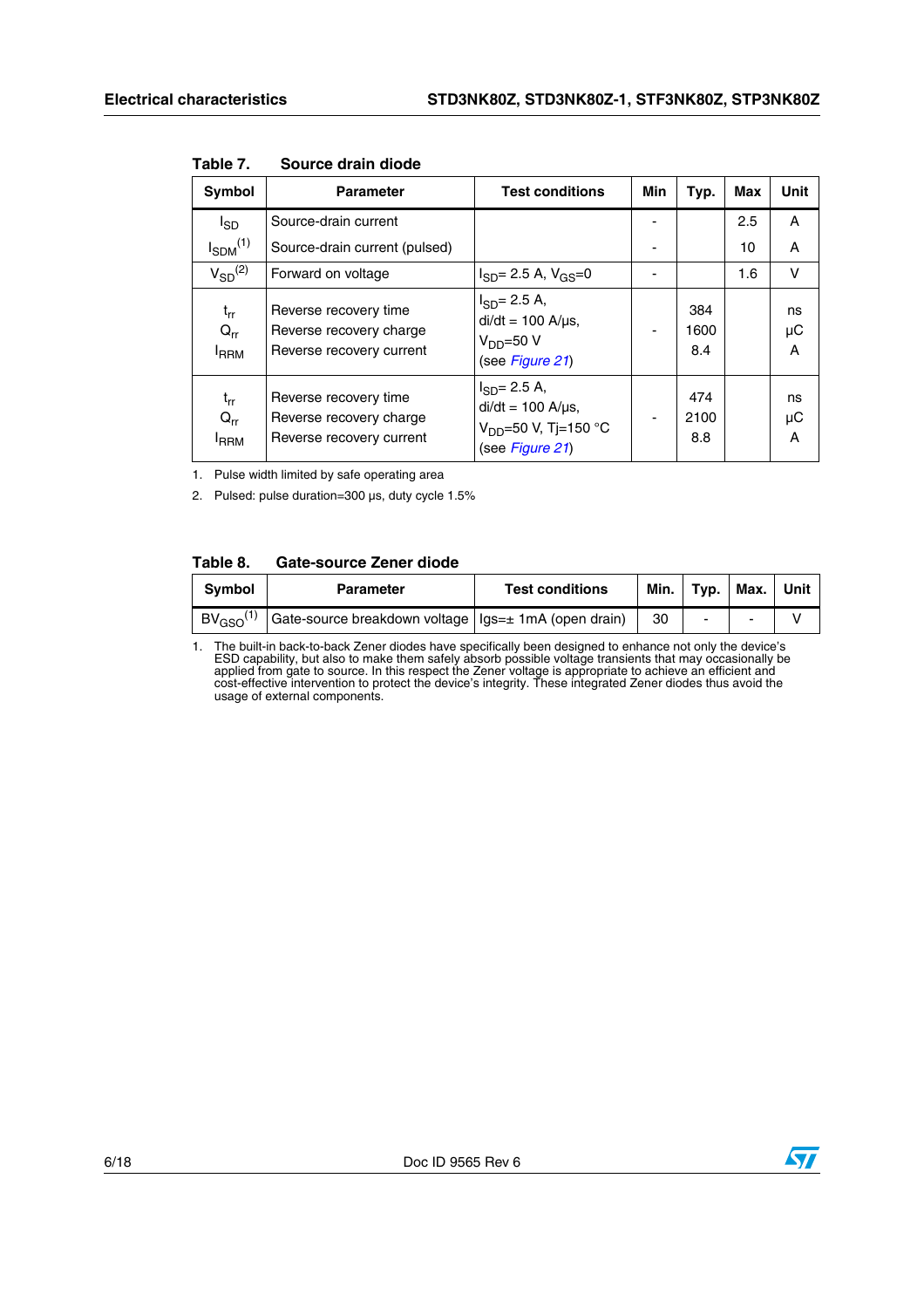Table 7. Source drain diode

| Symbol | Parameter | Test conditions | Min | Typ. | Max | Unit |
|---|---|---|---|---|---|---|
| $I_{SD}$<br>$I_{SDM}$[1] | Source-drain current<br>Source-drain current (pulsed) | | -<br>- | | 2.5<br>10 | A<br>A |
| $V_{SD}$[2] | Forward on voltage | $I_{SD}$= 2.5 A, $V_{GS}$=0 | - | | 1.6 | V |
| $t_{rr}$<br>$Q_{rr}$<br>$I_{RRM}$ | Reverse recovery time<br>Reverse recovery charge<br>Reverse recovery current | $I_{SD}$= 2.5 A,<br>di/dt = 100 A/µs,<br>$V_{DD}$=50 V<br>(see *Figure 21*) | - | 384<br>1600<br>8.4 | | ns<br>µC<br>A |
| $t_{rr}$<br>$Q_{rr}$<br>$I_{RRM}$ | Reverse recovery time<br>Reverse recovery charge<br>Reverse recovery current | $I_{SD}$= 2.5 A,<br>di/dt = 100 A/µs,<br>$V_{DD}$=50 V, Tj=150 °C<br>(see *Figure 21*) | - | 474<br>2100<br>8.8 | | ns<br>µC<br>A |

1. Pulse width limited by safe operating area
2. Pulsed: pulse duration=300 µs, duty cycle 1.5%

Table 8. Gate-source Zener diode

| Symbol | Parameter | Test conditions | Min. | Typ. | Max. | Unit |
|---|---|---|---|---|---|---|
| $BV_{GSO}$[1] | Gate-source breakdown voltage | Igs=± 1mA (open drain) | 30 | - | - | V |

1. The built-in back-to-back Zener diodes have specifically been designed to enhance not only the device's ESD capability, but also to make them safely absorb possible voltage transients that may occasionally be applied from gate to source. In this respect the Zener voltage is appropriate to achieve an efficient and cost-effective intervention to protect the device's integrity. These integrated Zener diodes thus avoid the usage of external components.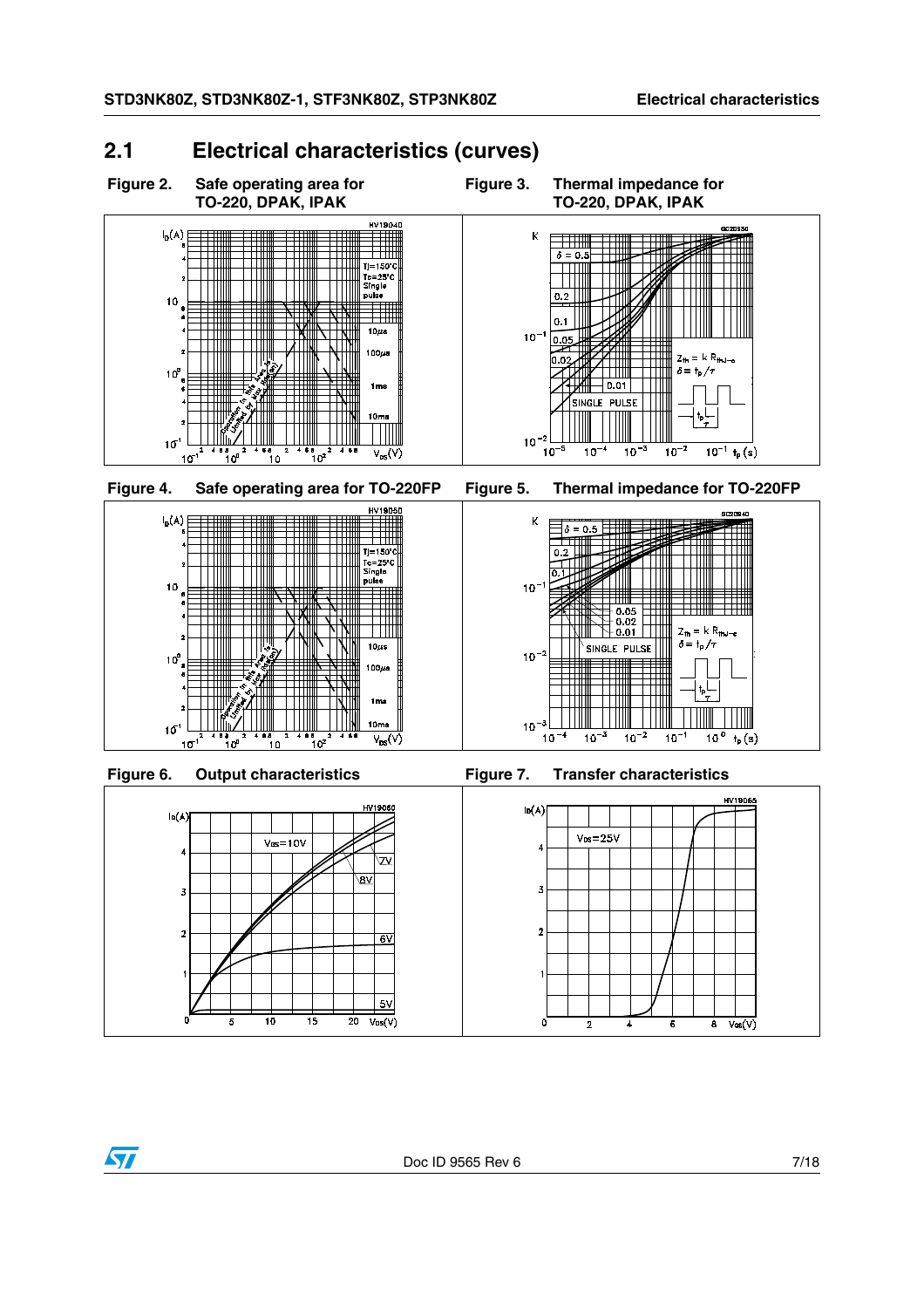## 2.1 Electrical characteristics (curves)

**Figure 2. Safe operating area for TO-220, DPAK, IPAK**

**Figure 3. Thermal impedance for TO-220, DPAK, IPAK**

**Figure 4. Safe operating area for TO-220FP**

**Figure 5. Thermal impedance for TO-220FP**

**Figure 6. Output characteristics**

**Figure 7. Transfer characteristics**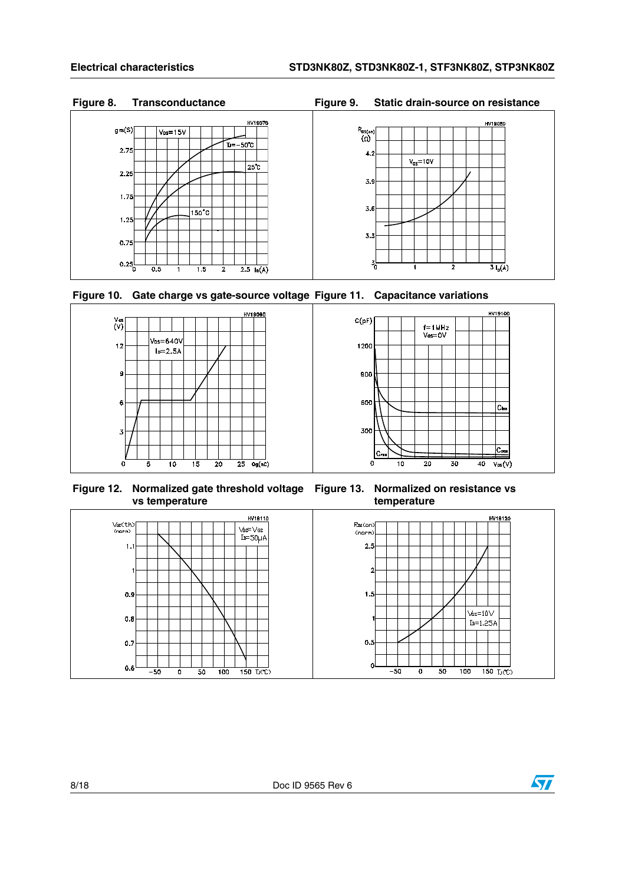**Figure 8. Transconductance**

**Figure 9. Static drain-source on resistance**

**Figure 10. Gate charge vs gate-source voltage**

**Figure 11. Capacitance variations**

**Figure 12. Normalized gate threshold voltage vs temperature**

**Figure 13. Normalized on resistance vs temperature**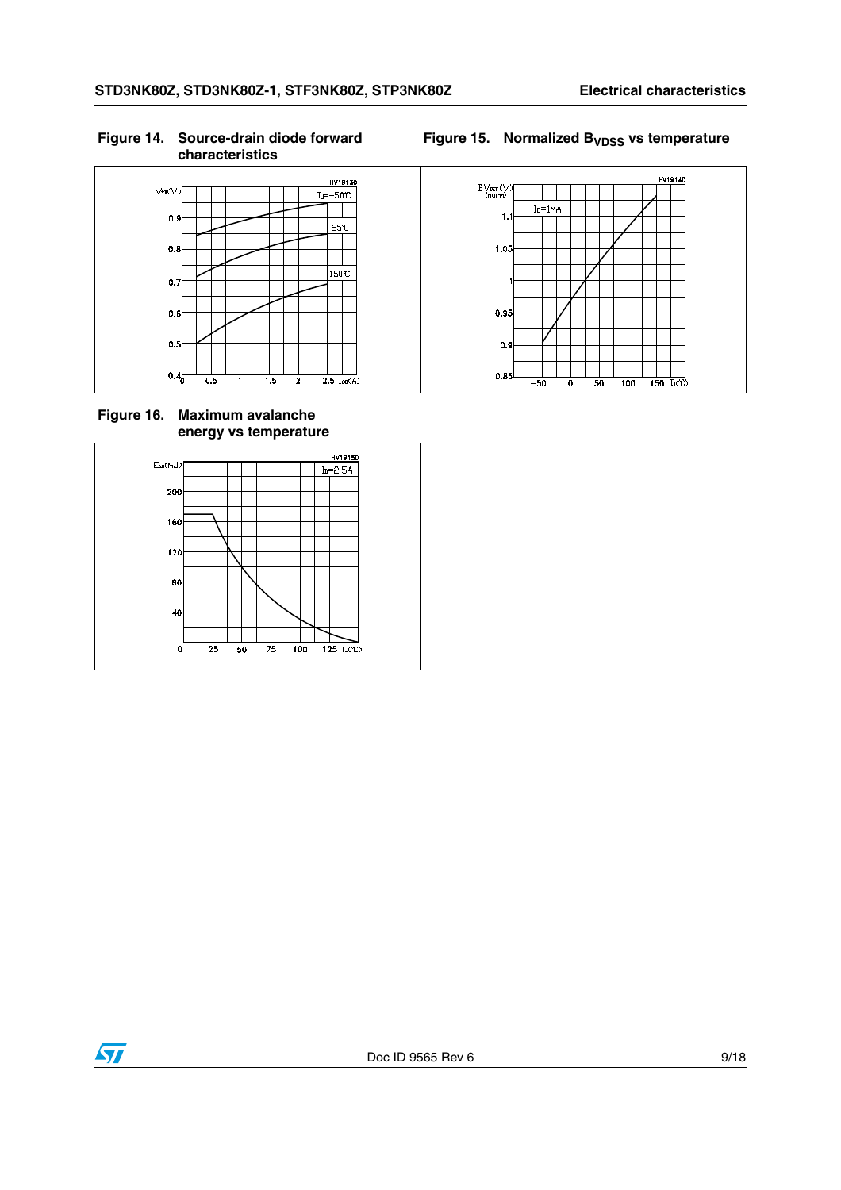**Figure 14. Source-drain diode forward characteristics**

**Figure 15. Normalized $B_{VDSS}$ vs temperature**

**Figure 16. Maximum avalanche energy vs temperature**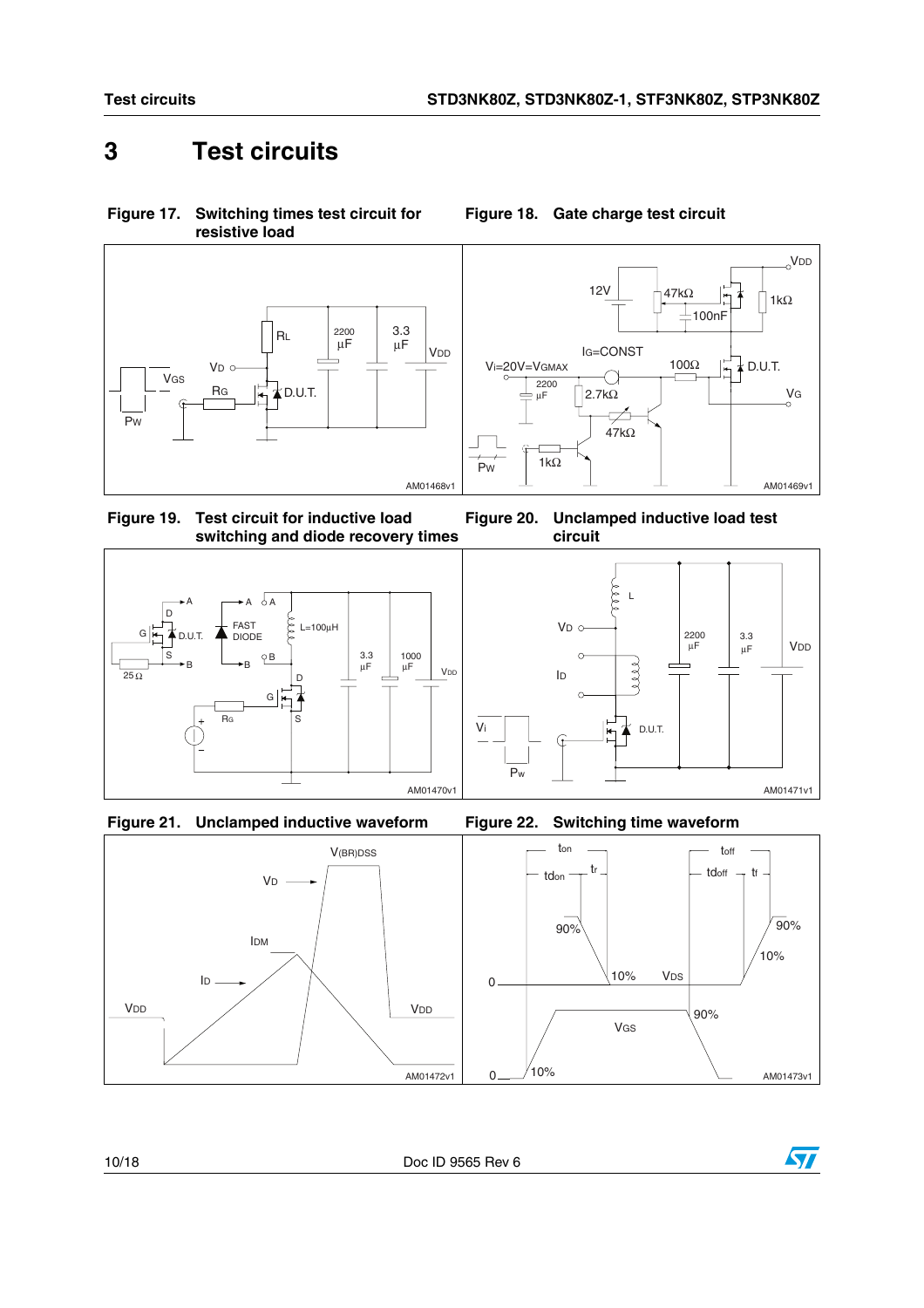# 3 Test circuits

**Figure 17. Switching times test circuit for resistive load**

**Figure 18. Gate charge test circuit**

**Figure 19. Test circuit for inductive load switching and diode recovery times**

**Figure 20. Unclamped inductive load test circuit**

**Figure 21. Unclamped inductive waveform**

**Figure 22. Switching time waveform**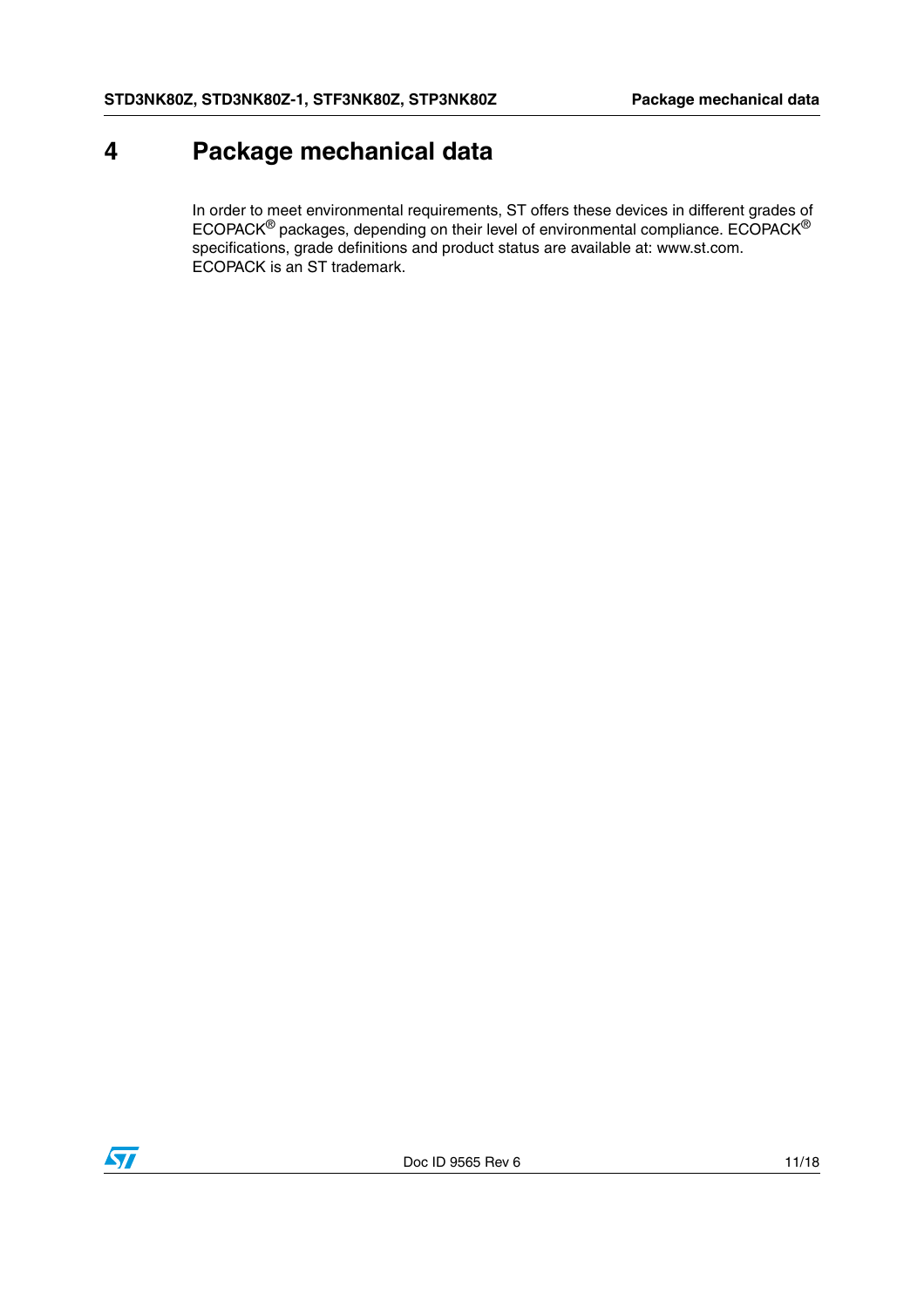# 4 Package mechanical data

In order to meet environmental requirements, ST offers these devices in different grades of ECOPACK® packages, depending on their level of environmental compliance. ECOPACK® specifications, grade definitions and product status are available at: www.st.com. ECOPACK is an ST trademark.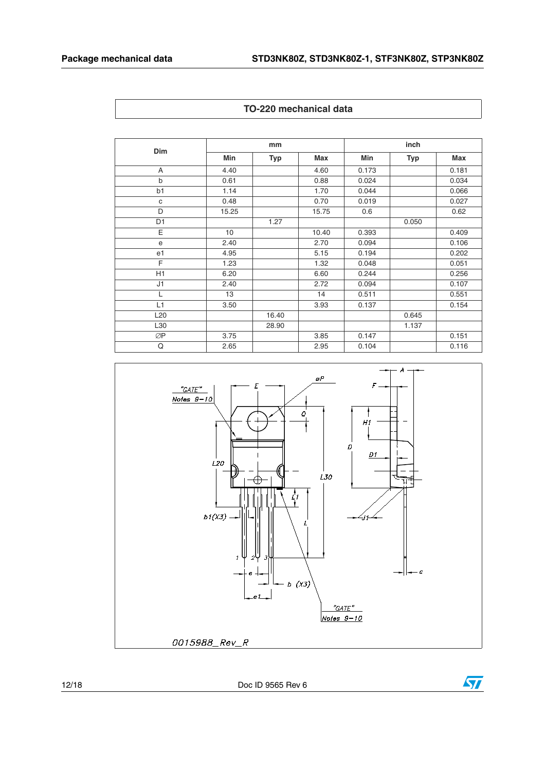## TO-220 mechanical data

| Dim | mm | | | inch | | |
|---|---|---|---|---|---|---|
| | Min | Typ | Max | Min | Typ | Max |
| A | 4.40 | | 4.60 | 0.173 | | 0.181 |
| b | 0.61 | | 0.88 | 0.024 | | 0.034 |
| b1 | 1.14 | | 1.70 | 0.044 | | 0.066 |
| c | 0.48 | | 0.70 | 0.019 | | 0.027 |
| D | 15.25 | | 15.75 | 0.6 | | 0.62 |
| D1 | | 1.27 | | | 0.050 | |
| E | 10 | | 10.40 | 0.393 | | 0.409 |
| e | 2.40 | | 2.70 | 0.094 | | 0.106 |
| e1 | 4.95 | | 5.15 | 0.194 | | 0.202 |
| F | 1.23 | | 1.32 | 0.048 | | 0.051 |
| H1 | 6.20 | | 6.60 | 0.244 | | 0.256 |
| J1 | 2.40 | | 2.72 | 0.094 | | 0.107 |
| L | 13 | | 14 | 0.511 | | 0.551 |
| L1 | 3.50 | | 3.93 | 0.137 | | 0.154 |
| L20 | | 16.40 | | | 0.645 | |
| L30 | | 28.90 | | | 1.137 | |
| ∅P | 3.75 | | 3.85 | 0.147 | | 0.151 |
| Q | 2.65 | | 2.95 | 0.104 | | 0.116 |

0015988_Rev_R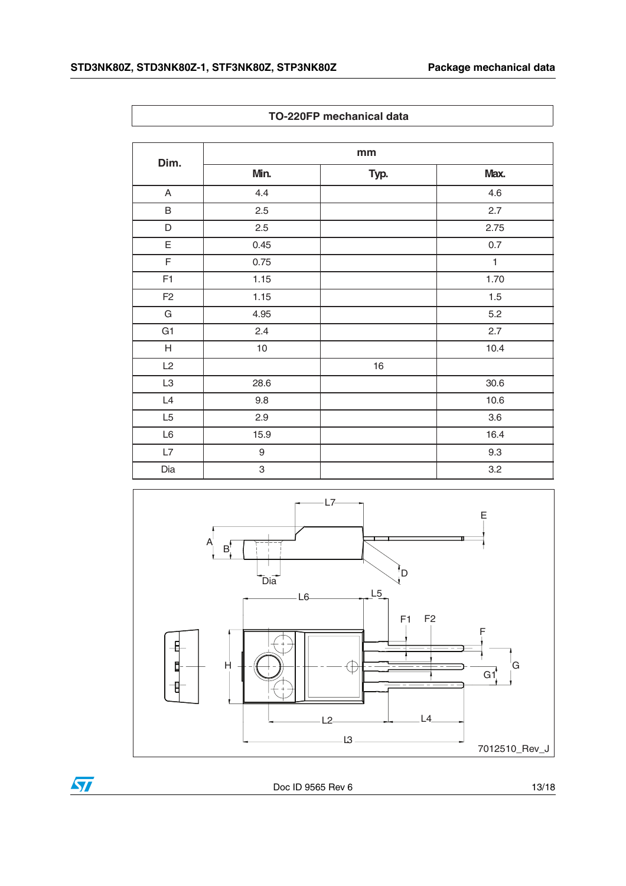## TO-220FP mechanical data

| Dim. | mm | | |
|---|---|---|---|
| | Min. | Typ. | Max. |
| A | 4.4 | | 4.6 |
| B | 2.5 | | 2.7 |
| D | 2.5 | | 2.75 |
| E | 0.45 | | 0.7 |
| F | 0.75 | | 1 |
| F1 | 1.15 | | 1.70 |
| F2 | 1.15 | | 1.5 |
| G | 4.95 | | 5.2 |
| G1 | 2.4 | | 2.7 |
| H | 10 | | 10.4 |
| L2 | | 16 | |
| L3 | 28.6 | | 30.6 |
| L4 | 9.8 | | 10.6 |
| L5 | 2.9 | | 3.6 |
| L6 | 15.9 | | 16.4 |
| L7 | 9 | | 9.3 |
| Dia | 3 | | 3.2 |

7012510_Rev_J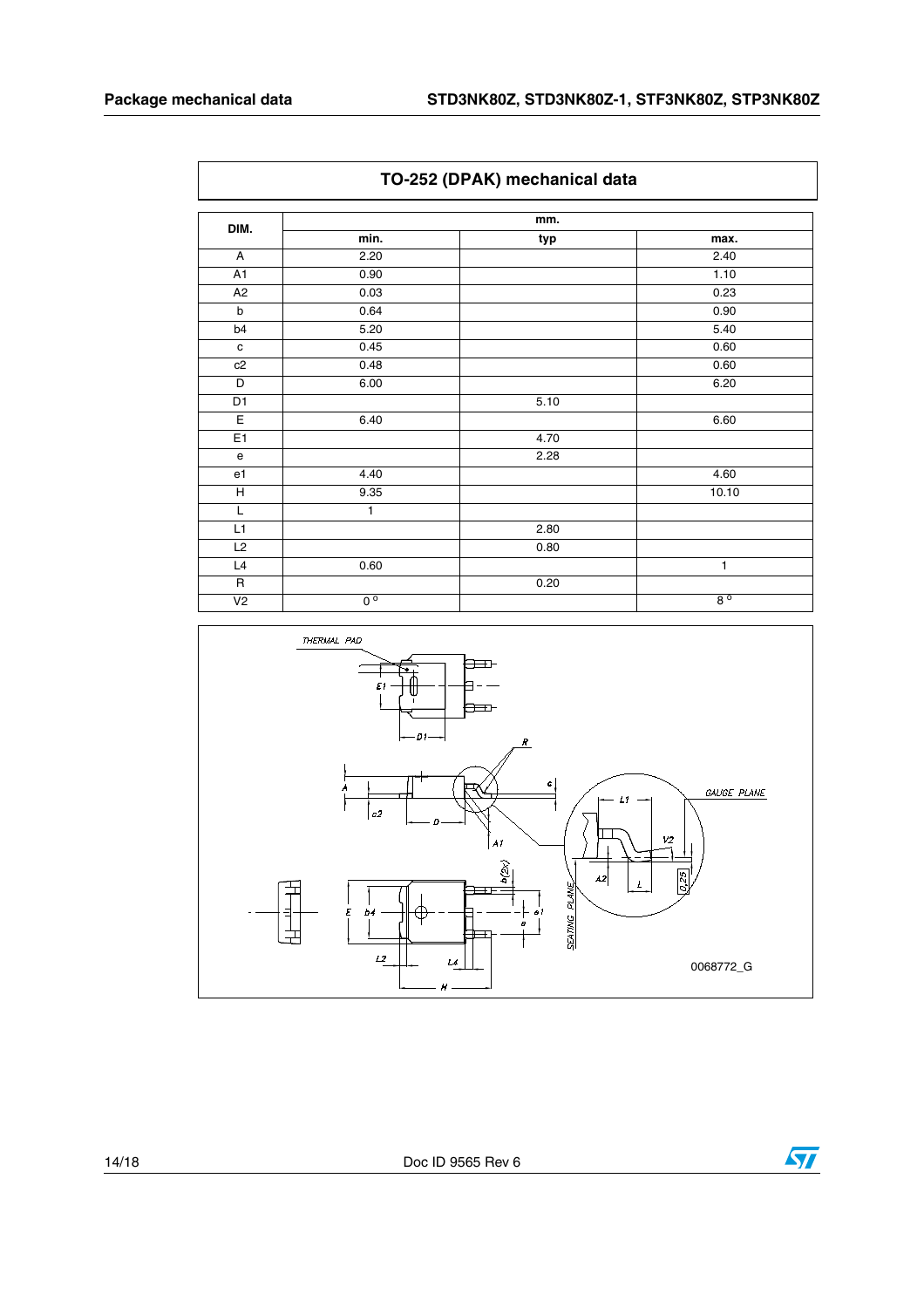## TO-252 (DPAK) mechanical data

| DIM. | mm. | | |
|---|---|---|---|
| | min. | typ | max. |
| A | 2.20 | | 2.40 |
| A1 | 0.90 | | 1.10 |
| A2 | 0.03 | | 0.23 |
| b | 0.64 | | 0.90 |
| b4 | 5.20 | | 5.40 |
| c | 0.45 | | 0.60 |
| c2 | 0.48 | | 0.60 |
| D | 6.00 | | 6.20 |
| D1 | | 5.10 | |
| E | 6.40 | | 6.60 |
| E1 | | 4.70 | |
| e | | 2.28 | |
| e1 | 4.40 | | 4.60 |
| H | 9.35 | | 10.10 |
| L | 1 | | |
| L1 | | 2.80 | |
| L2 | | 0.80 | |
| L4 | 0.60 | | 1 |
| R | | 0.20 | |
| V2 | 0° | | 8° |

0068772_G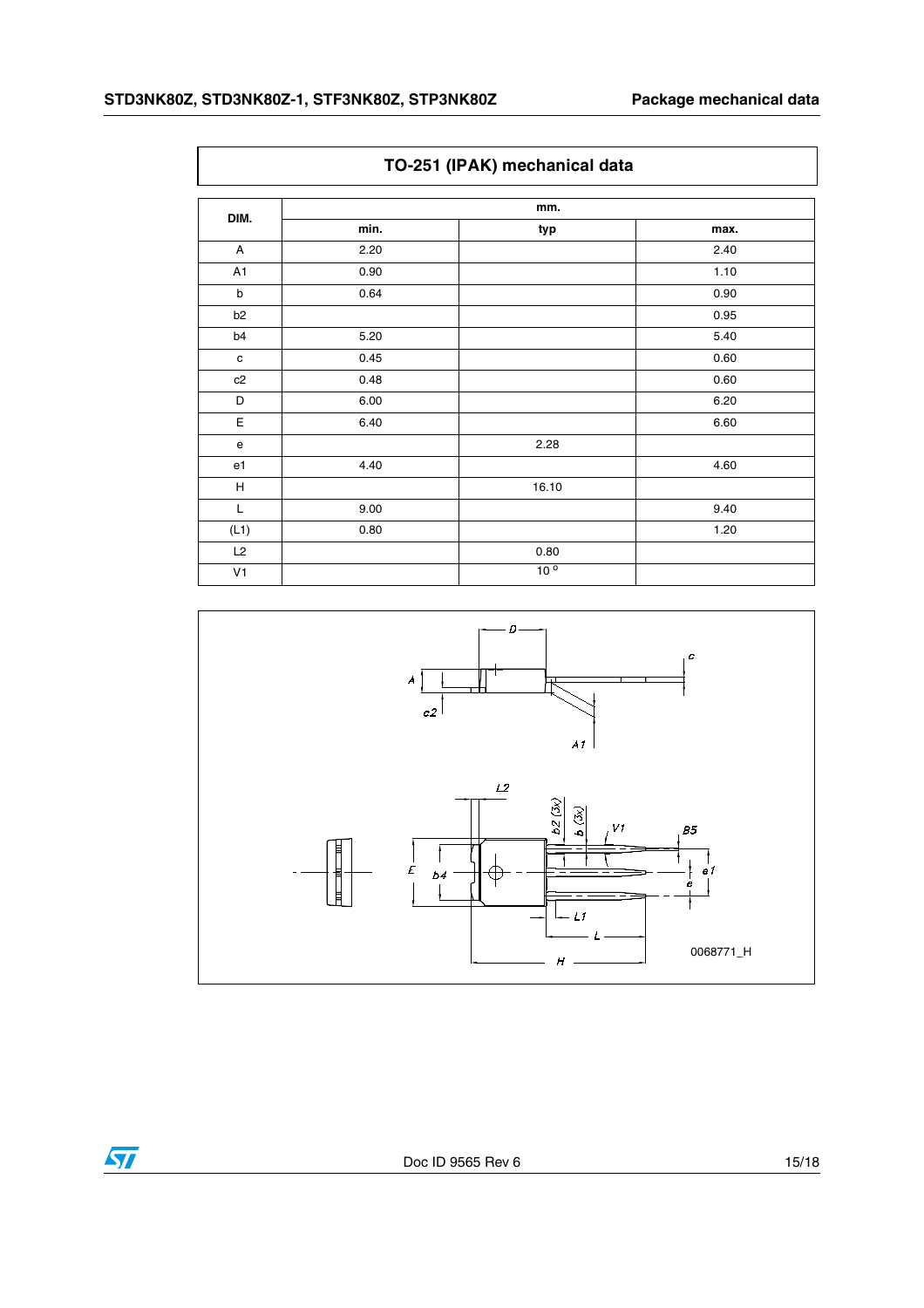## TO-251 (IPAK) mechanical data

| DIM. | mm. | | |
|---|---|---|---|
| | min. | typ | max. |
| A | 2.20 | | 2.40 |
| A1 | 0.90 | | 1.10 |
| b | 0.64 | | 0.90 |
| b2 | | | 0.95 |
| b4 | 5.20 | | 5.40 |
| c | 0.45 | | 0.60 |
| c2 | 0.48 | | 0.60 |
| D | 6.00 | | 6.20 |
| E | 6.40 | | 6.60 |
| e | | 2.28 | |
| e1 | 4.40 | | 4.60 |
| H | | 16.10 | |
| L | 9.00 | | 9.40 |
| (L1) | 0.80 | | 1.20 |
| L2 | | 0.80 | |
| V1 | | 10 ° | |

0068771_H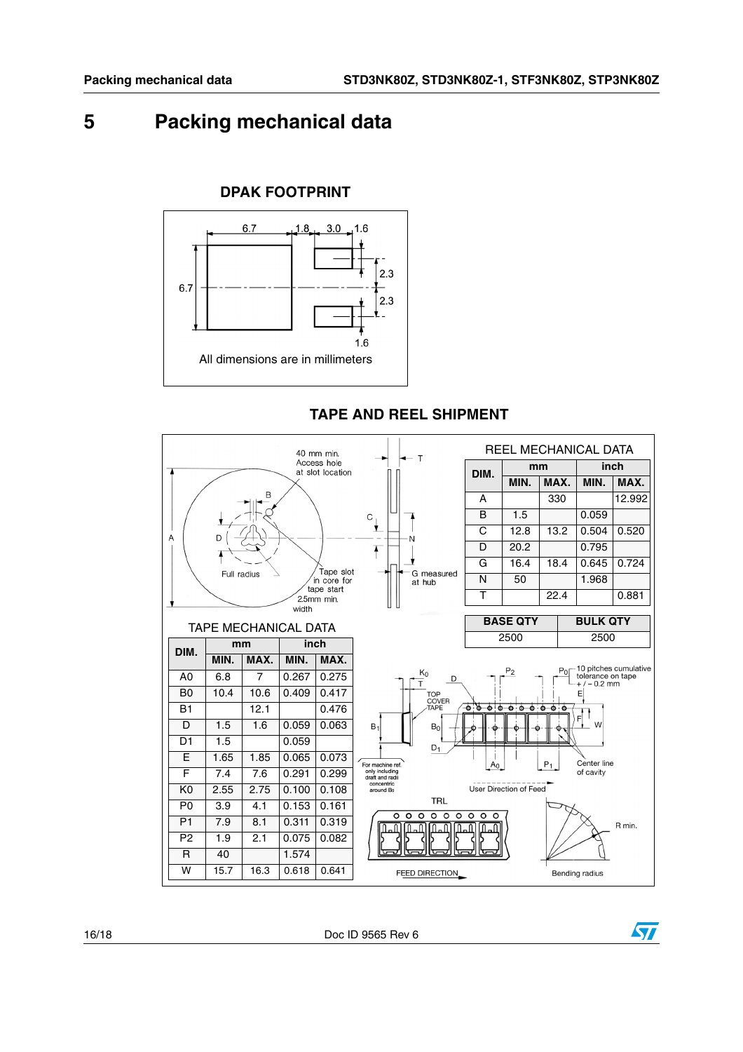# 5 Packing mechanical data

**DPAK FOOTPRINT**

All dimensions are in millimeters

**TAPE AND REEL SHIPMENT**

REEL MECHANICAL DATA

| DIM. | mm | | inch | |
|---|---|---|---|---|
| | MIN. | MAX. | MIN. | MAX. |
| A | | 330 | | 12.992 |
| B | 1.5 | | 0.059 | |
| C | 12.8 | 13.2 | 0.504 | 0.520 |
| D | 20.2 | | 0.795 | |
| G | 16.4 | 18.4 | 0.645 | 0.724 |
| N | 50 | | 1.968 | |
| T | | 22.4 | | 0.881 |

| BASE QTY | BULK QTY |
|---|---|
| 2500 | 2500 |

TAPE MECHANICAL DATA

| DIM. | mm | | inch | |
|---|---|---|---|---|
| | MIN. | MAX. | MIN. | MAX. |
| A0 | 6.8 | 7 | 0.267 | 0.275 |
| B0 | 10.4 | 10.6 | 0.409 | 0.417 |
| B1 | | 12.1 | | 0.476 |
| D | 1.5 | 1.6 | 0.059 | 0.063 |
| D1 | 1.5 | | 0.059 | |
| E | 1.65 | 1.85 | 0.065 | 0.073 |
| F | 7.4 | 7.6 | 0.291 | 0.299 |
| K0 | 2.55 | 2.75 | 0.100 | 0.108 |
| P0 | 3.9 | 4.1 | 0.153 | 0.161 |
| P1 | 7.9 | 8.1 | 0.311 | 0.319 |
| P2 | 1.9 | 2.1 | 0.075 | 0.082 |
| R | 40 | | 1.574 | |
| W | 15.7 | 16.3 | 0.618 | 0.641 |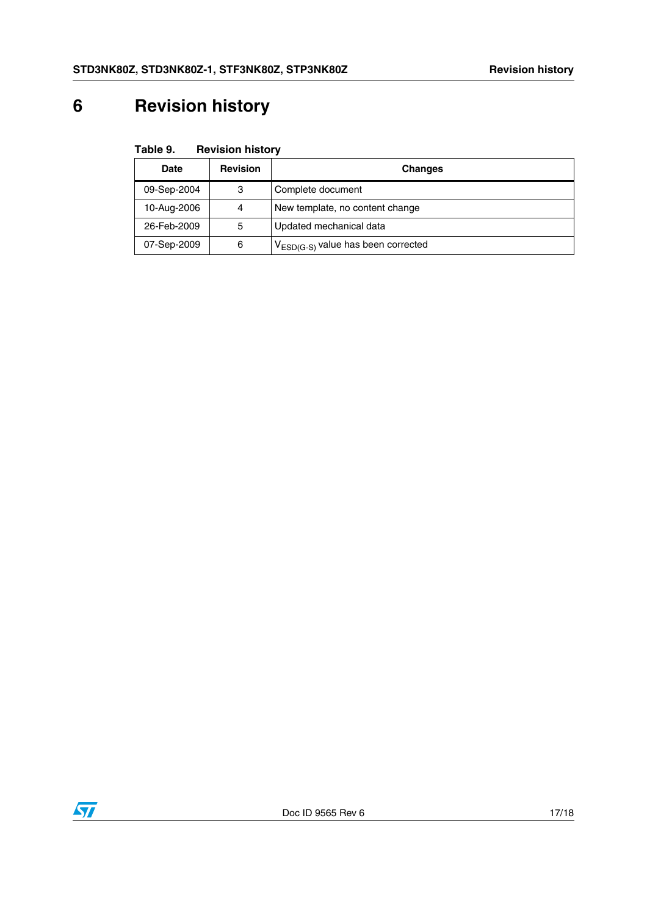# 6 Revision history

**Table 9. Revision history**

| Date | Revision | Changes |
|---|---|---|
| 09-Sep-2004 | 3 | Complete document |
| 10-Aug-2006 | 4 | New template, no content change |
| 26-Feb-2009 | 5 | Updated mechanical data |
| 07-Sep-2009 | 6 | $V_{ESD(G-S)}$ value has been corrected |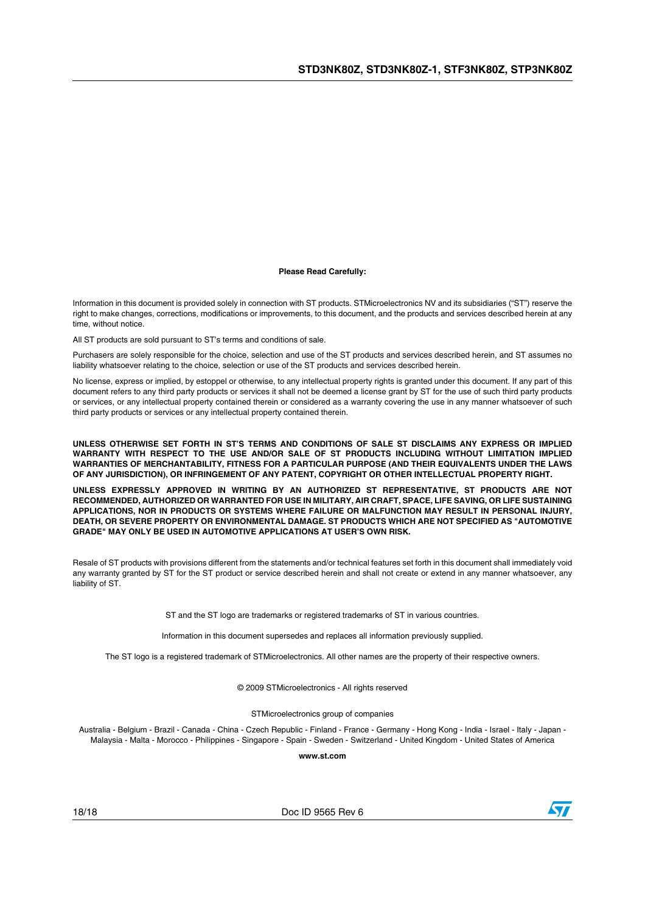**Please Read Carefully:**

Information in this document is provided solely in connection with ST products. STMicroelectronics NV and its subsidiaries (“ST”) reserve the right to make changes, corrections, modifications or improvements, to this document, and the products and services described herein at any time, without notice.

All ST products are sold pursuant to ST’s terms and conditions of sale.

Purchasers are solely responsible for the choice, selection and use of the ST products and services described herein, and ST assumes no liability whatsoever relating to the choice, selection or use of the ST products and services described herein.

No license, express or implied, by estoppel or otherwise, to any intellectual property rights is granted under this document. If any part of this document refers to any third party products or services it shall not be deemed a license grant by ST for the use of such third party products or services, or any intellectual property contained therein or considered as a warranty covering the use in any manner whatsoever of such third party products or services or any intellectual property contained therein.

**UNLESS OTHERWISE SET FORTH IN ST’S TERMS AND CONDITIONS OF SALE ST DISCLAIMS ANY EXPRESS OR IMPLIED WARRANTY WITH RESPECT TO THE USE AND/OR SALE OF ST PRODUCTS INCLUDING WITHOUT LIMITATION IMPLIED WARRANTIES OF MERCHANTABILITY, FITNESS FOR A PARTICULAR PURPOSE (AND THEIR EQUIVALENTS UNDER THE LAWS OF ANY JURISDICTION), OR INFRINGEMENT OF ANY PATENT, COPYRIGHT OR OTHER INTELLECTUAL PROPERTY RIGHT.**

**UNLESS EXPRESSLY APPROVED IN WRITING BY AN AUTHORIZED ST REPRESENTATIVE, ST PRODUCTS ARE NOT RECOMMENDED, AUTHORIZED OR WARRANTED FOR USE IN MILITARY, AIR CRAFT, SPACE, LIFE SAVING, OR LIFE SUSTAINING APPLICATIONS, NOR IN PRODUCTS OR SYSTEMS WHERE FAILURE OR MALFUNCTION MAY RESULT IN PERSONAL INJURY, DEATH, OR SEVERE PROPERTY OR ENVIRONMENTAL DAMAGE. ST PRODUCTS WHICH ARE NOT SPECIFIED AS "AUTOMOTIVE GRADE" MAY ONLY BE USED IN AUTOMOTIVE APPLICATIONS AT USER’S OWN RISK.**

Resale of ST products with provisions different from the statements and/or technical features set forth in this document shall immediately void any warranty granted by ST for the ST product or service described herein and shall not create or extend in any manner whatsoever, any liability of ST.

ST and the ST logo are trademarks or registered trademarks of ST in various countries.

Information in this document supersedes and replaces all information previously supplied.

The ST logo is a registered trademark of STMicroelectronics. All other names are the property of their respective owners.

© 2009 STMicroelectronics - All rights reserved

STMicroelectronics group of companies

Australia - Belgium - Brazil - Canada - China - Czech Republic - Finland - France - Germany - Hong Kong - India - Israel - Italy - Japan - Malaysia - Malta - Morocco - Philippines - Singapore - Spain - Sweden - Switzerland - United Kingdom - United States of America

**www.st.com**